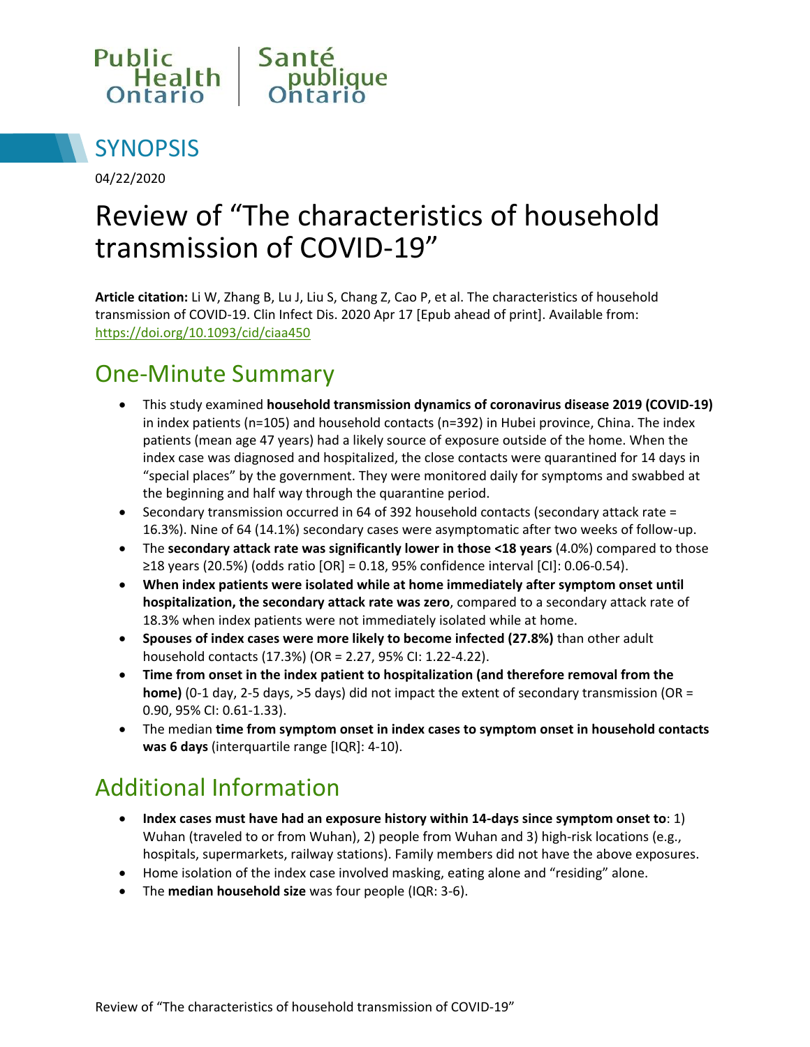Public Health Ontario | Santé publique Ontario

# SYNOPSIS

04/22/2020

# Review of "The characteristics of household transmission of COVID-19"

**Article citation:** Li W, Zhang B, Lu J, Liu S, Chang Z, Cao P, et al. The characteristics of household transmission of COVID-19. Clin Infect Dis. 2020 Apr 17 [Epub ahead of print]. Available from: https://doi.org/10.1093/cid/ciaa450

## One-Minute Summary

- This study examined **household transmission dynamics of coronavirus disease 2019 (COVID-19)** in index patients (n=105) and household contacts (n=392) in Hubei province, China. The index patients (mean age 47 years) had a likely source of exposure outside of the home. When the index case was diagnosed and hospitalized, the close contacts were quarantined for 14 days in "special places" by the government. They were monitored daily for symptoms and swabbed at the beginning and half way through the quarantine period.
- Secondary transmission occurred in 64 of 392 household contacts (secondary attack rate = 16.3%). Nine of 64 (14.1%) secondary cases were asymptomatic after two weeks of follow-up.
- The **secondary attack rate was significantly lower in those <18 years** (4.0%) compared to those ≥18 years (20.5%) (odds ratio [OR] = 0.18, 95% confidence interval [CI]: 0.06-0.54).
- **When index patients were isolated while at home immediately after symptom onset until hospitalization, the secondary attack rate was zero**, compared to a secondary attack rate of 18.3% when index patients were not immediately isolated while at home.
- **Spouses of index cases were more likely to become infected (27.8%)** than other adult household contacts (17.3%) (OR = 2.27, 95% CI: 1.22-4.22).
- **Time from onset in the index patient to hospitalization (and therefore removal from the home)** (0-1 day, 2-5 days, >5 days) did not impact the extent of secondary transmission (OR = 0.90, 95% CI: 0.61-1.33).
- The median **time from symptom onset in index cases to symptom onset in household contacts was 6 days** (interquartile range [IQR]: 4-10).

## Additional Information

- **Index cases must have had an exposure history within 14-days since symptom onset to**: 1) Wuhan (traveled to or from Wuhan), 2) people from Wuhan and 3) high-risk locations (e.g., hospitals, supermarkets, railway stations). Family members did not have the above exposures.
- Home isolation of the index case involved masking, eating alone and "residing" alone.
- The **median household size** was four people (IQR: 3-6).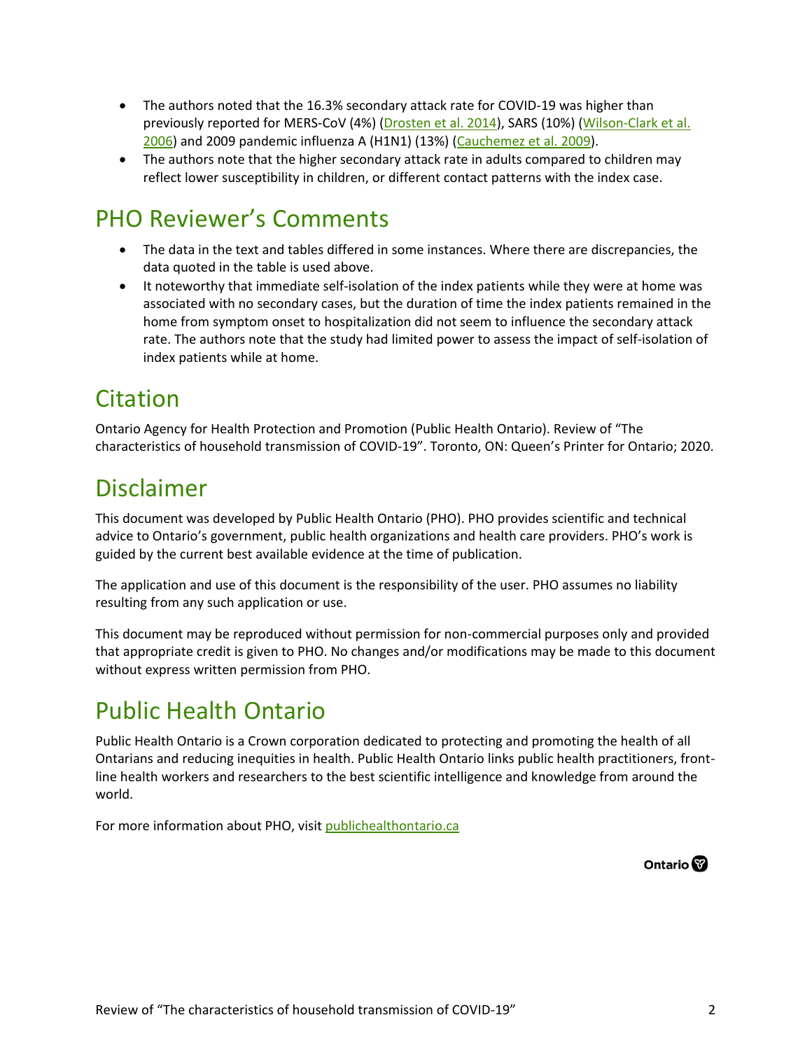- The authors noted that the 16.3% secondary attack rate for COVID-19 was higher than previously reported for MERS-CoV (4%) (Drosten et al. 2014), SARS (10%) (Wilson-Clark et al. 2006) and 2009 pandemic influenza A (H1N1) (13%) (Cauchemez et al. 2009).
- The authors note that the higher secondary attack rate in adults compared to children may reflect lower susceptibility in children, or different contact patterns with the index case.

## PHO Reviewer's Comments

- The data in the text and tables differed in some instances. Where there are discrepancies, the data quoted in the table is used above.
- It noteworthy that immediate self-isolation of the index patients while they were at home was associated with no secondary cases, but the duration of time the index patients remained in the home from symptom onset to hospitalization did not seem to influence the secondary attack rate. The authors note that the study had limited power to assess the impact of self-isolation of index patients while at home.

## Citation

Ontario Agency for Health Protection and Promotion (Public Health Ontario). Review of "The characteristics of household transmission of COVID-19". Toronto, ON: Queen's Printer for Ontario; 2020.

## Disclaimer

This document was developed by Public Health Ontario (PHO). PHO provides scientific and technical advice to Ontario's government, public health organizations and health care providers. PHO's work is guided by the current best available evidence at the time of publication.

The application and use of this document is the responsibility of the user. PHO assumes no liability resulting from any such application or use.

This document may be reproduced without permission for non-commercial purposes only and provided that appropriate credit is given to PHO. No changes and/or modifications may be made to this document without express written permission from PHO.

## Public Health Ontario

Public Health Ontario is a Crown corporation dedicated to protecting and promoting the health of all Ontarians and reducing inequities in health. Public Health Ontario links public health practitioners, front-line health workers and researchers to the best scientific intelligence and knowledge from around the world.

For more information about PHO, visit publichealthontario.ca

Ontario